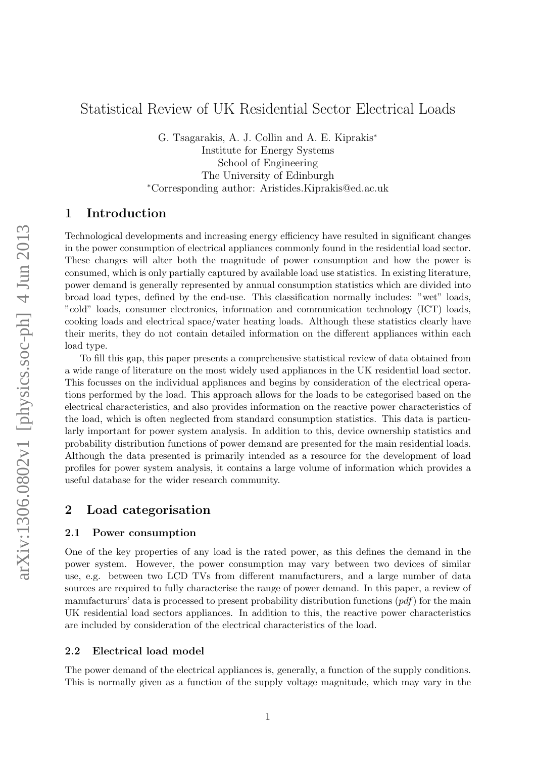# Statistical Review of UK Residential Sector Electrical Loads

G. Tsagarakis, A. J. Collin and A. E. Kiprakis*
Institute for Energy Systems
School of Engineering
The University of Edinburgh
*Corresponding author: Aristides.Kiprakis@ed.ac.uk

## 1 Introduction

Technological developments and increasing energy efficiency have resulted in significant changes in the power consumption of electrical appliances commonly found in the residential load sector. These changes will alter both the magnitude of power consumption and how the power is consumed, which is only partially captured by available load use statistics. In existing literature, power demand is generally represented by annual consumption statistics which are divided into broad load types, defined by the end-use. This classification normally includes: "wet" loads, "cold" loads, consumer electronics, information and communication technology (ICT) loads, cooking loads and electrical space/water heating loads. Although these statistics clearly have their merits, they do not contain detailed information on the different appliances within each load type.

To fill this gap, this paper presents a comprehensive statistical review of data obtained from a wide range of literature on the most widely used appliances in the UK residential load sector. This focusses on the individual appliances and begins by consideration of the electrical operations performed by the load. This approach allows for the loads to be categorised based on the electrical characteristics, and also provides information on the reactive power characteristics of the load, which is often neglected from standard consumption statistics. This data is particularly important for power system analysis. In addition to this, device ownership statistics and probability distribution functions of power demand are presented for the main residential loads. Although the data presented is primarily intended as a resource for the development of load profiles for power system analysis, it contains a large volume of information which provides a useful database for the wider research community.

## 2 Load categorisation

### 2.1 Power consumption

One of the key properties of any load is the rated power, as this defines the demand in the power system. However, the power consumption may vary between two devices of similar use, e.g. between two LCD TVs from different manufacturers, and a large number of data sources are required to fully characterise the range of power demand. In this paper, a review of manufactururs' data is processed to present probability distribution functions (*pdf*) for the main UK residential load sectors appliances. In addition to this, the reactive power characteristics are included by consideration of the electrical characteristics of the load.

### 2.2 Electrical load model

The power demand of the electrical appliances is, generally, a function of the supply conditions. This is normally given as a function of the supply voltage magnitude, which may vary in the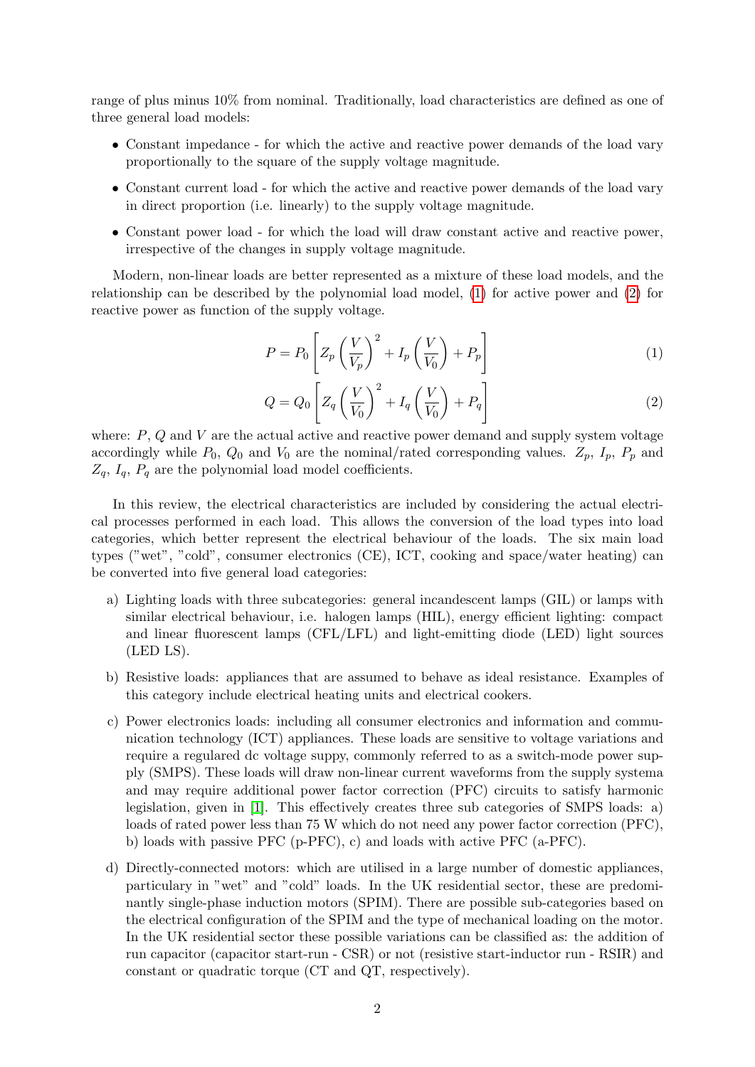range of plus minus 10% from nominal. Traditionally, load characteristics are defined as one of three general load models:

- Constant impedance - for which the active and reactive power demands of the load vary proportionally to the square of the supply voltage magnitude.
- Constant current load - for which the active and reactive power demands of the load vary in direct proportion (i.e. linearly) to the supply voltage magnitude.
- Constant power load - for which the load will draw constant active and reactive power, irrespective of the changes in supply voltage magnitude.

Modern, non-linear loads are better represented as a mixture of these load models, and the relationship can be described by the polynomial load model, (1) for active power and (2) for reactive power as function of the supply voltage.

$$P = P_0 \left[ Z_p \left( \frac{V}{V_p} \right)^2 + I_p \left( \frac{V}{V_0} \right) + P_p \right] \tag{1}$$

$$Q = Q_0 \left[ Z_q \left( \frac{V}{V_0} \right)^2 + I_q \left( \frac{V}{V_0} \right) + P_q \right] \tag{2}$$

where: $P$, $Q$ and $V$ are the actual active and reactive power demand and supply system voltage accordingly while $P_0$, $Q_0$ and $V_0$ are the nominal/rated corresponding values. $Z_p$, $I_p$, $P_p$ and $Z_q$, $I_q$, $P_q$ are the polynomial load model coefficients.

In this review, the electrical characteristics are included by considering the actual electrical processes performed in each load. This allows the conversion of the load types into load categories, which better represent the electrical behaviour of the loads. The six main load types ("wet", "cold", consumer electronics (CE), ICT, cooking and space/water heating) can be converted into five general load categories:

a) Lighting loads with three subcategories: general incandescent lamps (GIL) or lamps with similar electrical behaviour, i.e. halogen lamps (HIL), energy efficient lighting: compact and linear fluorescent lamps (CFL/LFL) and light-emitting diode (LED) light sources (LED LS).

b) Resistive loads: appliances that are assumed to behave as ideal resistance. Examples of this category include electrical heating units and electrical cookers.

c) Power electronics loads: including all consumer electronics and information and communication technology (ICT) appliances. These loads are sensitive to voltage variations and require a regulared dc voltage suppy, commonly referred to as a switch-mode power supply (SMPS). These loads will draw non-linear current waveforms from the supply systema and may require additional power factor correction (PFC) circuits to satisfy harmonic legislation, given in [1]. This effectively creates three sub categories of SMPS loads: a) loads of rated power less than 75 W which do not need any power factor correction (PFC), b) loads with passive PFC (p-PFC), c) and loads with active PFC (a-PFC).

d) Directly-connected motors: which are utilised in a large number of domestic appliances, particulary in "wet" and "cold" loads. In the UK residential sector, these are predominantly single-phase induction motors (SPIM). There are possible sub-categories based on the electrical configuration of the SPIM and the type of mechanical loading on the motor. In the UK residential sector these possible variations can be classified as: the addition of run capacitor (capacitor start-run - CSR) or not (resistive start-inductor run - RSIR) and constant or quadratic torque (CT and QT, respectively).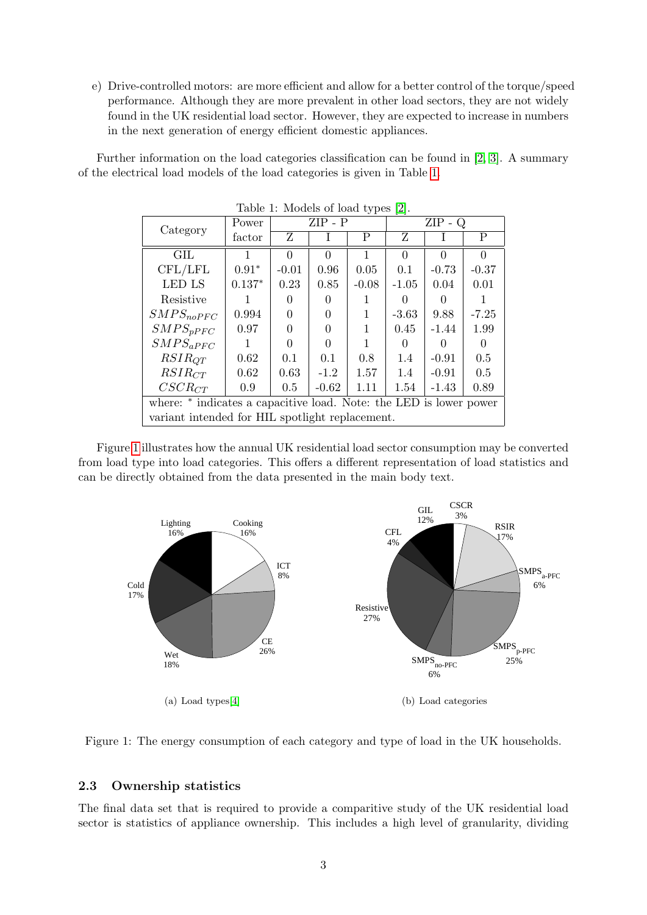e) Drive-controlled motors: are more efficient and allow for a better control of the torque/speed performance. Although they are more prevalent in other load sectors, they are not widely found in the UK residential load sector. However, they are expected to increase in numbers in the next generation of energy efficient domestic appliances.

Further information on the load categories classification can be found in [2, 3]. A summary of the electrical load models of the load categories is given in Table 1.

Table 1: Models of load types [2].

| Category | Power factor | ZIP - P | | | ZIP - Q | | |
|---|---|---|---|---|---|---|---|
| | | Z | I | P | Z | I | P |
| GIL | 1 | 0 | 0 | 1 | 0 | 0 | 0 |
| CFL/LFL | 0.91* | -0.01 | 0.96 | 0.05 | 0.1 | -0.73 | -0.37 |
| LED LS | 0.137* | 0.23 | 0.85 | -0.08 | -1.05 | 0.04 | 0.01 |
| Resistive | 1 | 0 | 0 | 1 | 0 | 0 | 1 |
| $SMPS_{noPFC}$ | 0.994 | 0 | 0 | 1 | -3.63 | 9.88 | -7.25 |
| $SMPS_{pPFC}$ | 0.97 | 0 | 0 | 1 | 0.45 | -1.44 | 1.99 |
| $SMPS_{aPFC}$ | 1 | 0 | 0 | 1 | 0 | 0 | 0 |
| $RSIR_{QT}$ | 0.62 | 0.1 | 0.1 | 0.8 | 1.4 | -0.91 | 0.5 |
| $RSIR_{CT}$ | 0.62 | 0.63 | -1.2 | 1.57 | 1.4 | -0.91 | 0.5 |
| $CSCR_{CT}$ | 0.9 | 0.5 | -0.62 | 1.11 | 1.54 | -1.43 | 0.89 |

where: * indicates a capacitive load. Note: the LED is lower power variant intended for HIL spotlight replacement.

Figure 1 illustrates how the annual UK residential load sector consumption may be converted from load type into load categories. This offers a different representation of load statistics and can be directly obtained from the data presented in the main body text.

(a) Load types [4]

(b) Load categories

Figure 1: The energy consumption of each category and type of load in the UK households.

## 2.3 Ownership statistics

The final data set that is required to provide a comparitive study of the UK residential load sector is statistics of appliance ownership. This includes a high level of granularity, dividing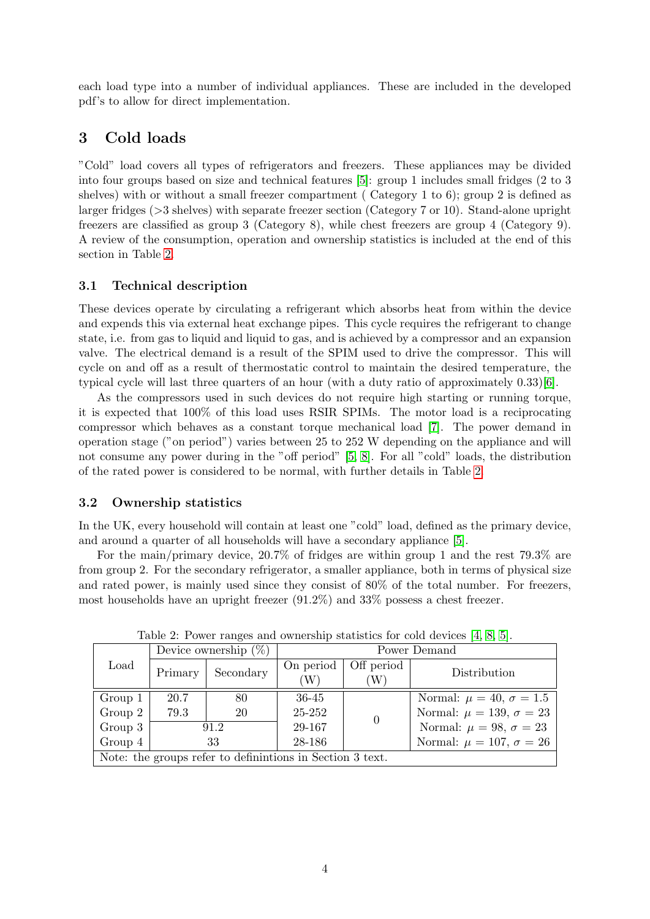each load type into a number of individual appliances. These are included in the developed pdf's to allow for direct implementation.

## 3 Cold loads

"Cold" load covers all types of refrigerators and freezers. These appliances may be divided into four groups based on size and technical features [5]: group 1 includes small fridges (2 to 3 shelves) with or without a small freezer compartment ( Category 1 to 6); group 2 is defined as larger fridges (>3 shelves) with separate freezer section (Category 7 or 10). Stand-alone upright freezers are classified as group 3 (Category 8), while chest freezers are group 4 (Category 9). A review of the consumption, operation and ownership statistics is included at the end of this section in Table 2.

### 3.1 Technical description

These devices operate by circulating a refrigerant which absorbs heat from within the device and expends this via external heat exchange pipes. This cycle requires the refrigerant to change state, i.e. from gas to liquid and liquid to gas, and is achieved by a compressor and an expansion valve. The electrical demand is a result of the SPIM used to drive the compressor. This will cycle on and off as a result of thermostatic control to maintain the desired temperature, the typical cycle will last three quarters of an hour (with a duty ratio of approximately 0.33)[6].

As the compressors used in such devices do not require high starting or running torque, it is expected that 100% of this load uses RSIR SPIMs. The motor load is a reciprocating compressor which behaves as a constant torque mechanical load [7]. The power demand in operation stage ("on period") varies between 25 to 252 W depending on the appliance and will not consume any power during in the "off period" [5, 8]. For all "cold" loads, the distribution of the rated power is considered to be normal, with further details in Table 2.

### 3.2 Ownership statistics

In the UK, every household will contain at least one "cold" load, defined as the primary device, and around a quarter of all households will have a secondary appliance [5].

For the main/primary device, 20.7% of fridges are within group 1 and the rest 79.3% are from group 2. For the secondary refrigerator, a smaller appliance, both in terms of physical size and rated power, is mainly used since they consist of 80% of the total number. For freezers, most households have an upright freezer (91.2%) and 33% possess a chest freezer.

Table 2: Power ranges and ownership statistics for cold devices [4, 8, 5].

| Load | Device ownership (%) | | Power Demand | | |
|---|---|---|---|---|---|
| | Primary | Secondary | On period (W) | Off period (W) | Distribution |
| Group 1 | 20.7 | 80 | 36-45 | 0 | Normal: $\mu = 40$, $\sigma = 1.5$ |
| Group 2 | 79.3 | 20 | 25-252 | | Normal: $\mu = 139$, $\sigma = 23$ |
| Group 3 | 91.2 | | 29-167 | | Normal: $\mu = 98$, $\sigma = 23$ |
| Group 4 | 33 | | 28-186 | | Normal: $\mu = 107$, $\sigma = 26$ |

Note: the groups refer to definintions in Section 3 text.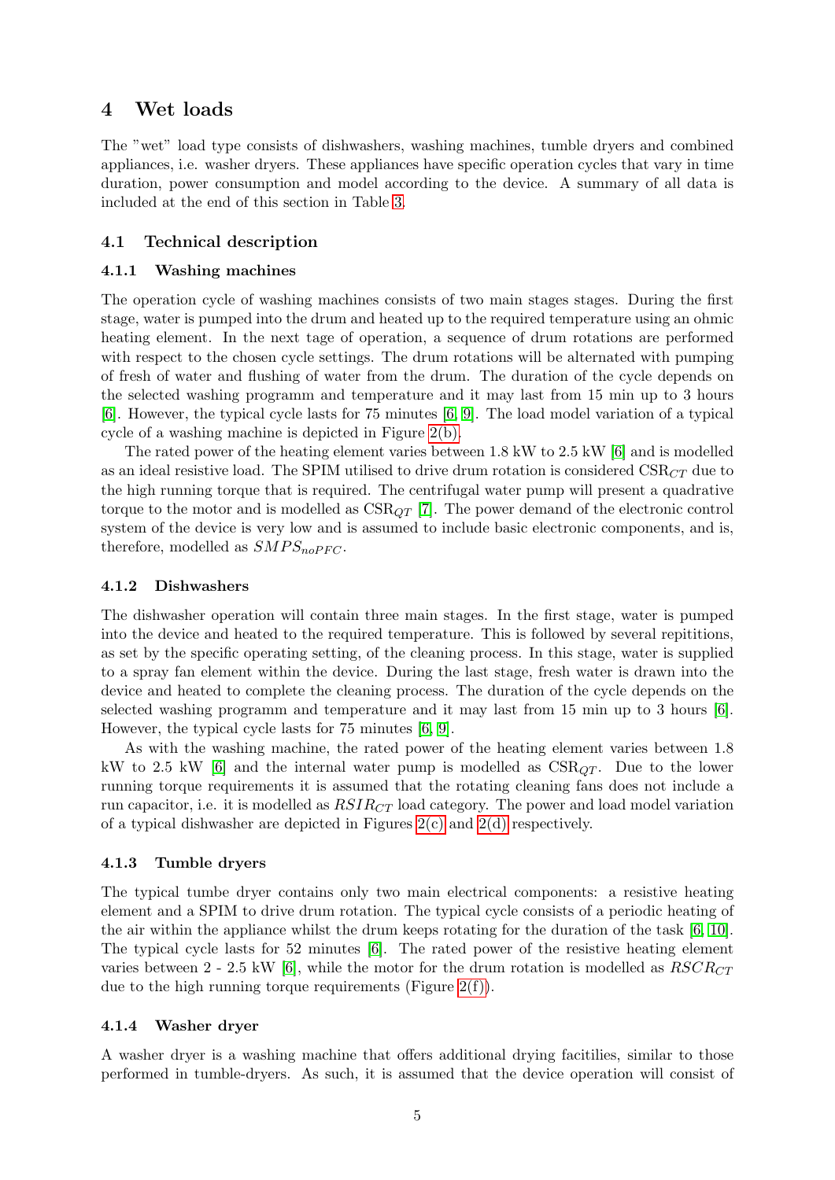# 4 Wet loads

The "wet" load type consists of dishwashers, washing machines, tumble dryers and combined appliances, i.e. washer dryers. These appliances have specific operation cycles that vary in time duration, power consumption and model according to the device. A summary of all data is included at the end of this section in Table 3.

## 4.1 Technical description

### 4.1.1 Washing machines

The operation cycle of washing machines consists of two main stages stages. During the first stage, water is pumped into the drum and heated up to the required temperature using an ohmic heating element. In the next tage of operation, a sequence of drum rotations are performed with respect to the chosen cycle settings. The drum rotations will be alternated with pumping of fresh of water and flushing of water from the drum. The duration of the cycle depends on the selected washing programm and temperature and it may last from 15 min up to 3 hours [6]. However, the typical cycle lasts for 75 minutes [6, 9]. The load model variation of a typical cycle of a washing machine is depicted in Figure 2(b).

The rated power of the heating element varies between 1.8 kW to 2.5 kW [6] and is modelled as an ideal resistive load. The SPIM utilised to drive drum rotation is considered $\text{CSR}_{CT}$ due to the high running torque that is required. The centrifugal water pump will present a quadrative torque to the motor and is modelled as $\text{CSR}_{QT}$ [7]. The power demand of the electronic control system of the device is very low and is assumed to include basic electronic components, and is, therefore, modelled as $SMPS_{noPFC}$.

### 4.1.2 Dishwashers

The dishwasher operation will contain three main stages. In the first stage, water is pumped into the device and heated to the required temperature. This is followed by several repititions, as set by the specific operating setting, of the cleaning process. In this stage, water is supplied to a spray fan element within the device. During the last stage, fresh water is drawn into the device and heated to complete the cleaning process. The duration of the cycle depends on the selected washing programm and temperature and it may last from 15 min up to 3 hours [6]. However, the typical cycle lasts for 75 minutes [6, 9].

As with the washing machine, the rated power of the heating element varies between 1.8 kW to 2.5 kW [6] and the internal water pump is modelled as $\text{CSR}_{QT}$. Due to the lower running torque requirements it is assumed that the rotating cleaning fans does not include a run capacitor, i.e. it is modelled as $RSIR_{CT}$ load category. The power and load model variation of a typical dishwasher are depicted in Figures 2(c) and 2(d) respectively.

### 4.1.3 Tumble dryers

The typical tumbe dryer contains only two main electrical components: a resistive heating element and a SPIM to drive drum rotation. The typical cycle consists of a periodic heating of the air within the appliance whilst the drum keeps rotating for the duration of the task [6, 10]. The typical cycle lasts for 52 minutes [6]. The rated power of the resistive heating element varies between 2 - 2.5 kW [6], while the motor for the drum rotation is modelled as $RSCR_{CT}$ due to the high running torque requirements (Figure 2(f)).

### 4.1.4 Washer dryer

A washer dryer is a washing machine that offers additional drying facitilies, similar to those performed in tumble-dryers. As such, it is assumed that the device operation will consist of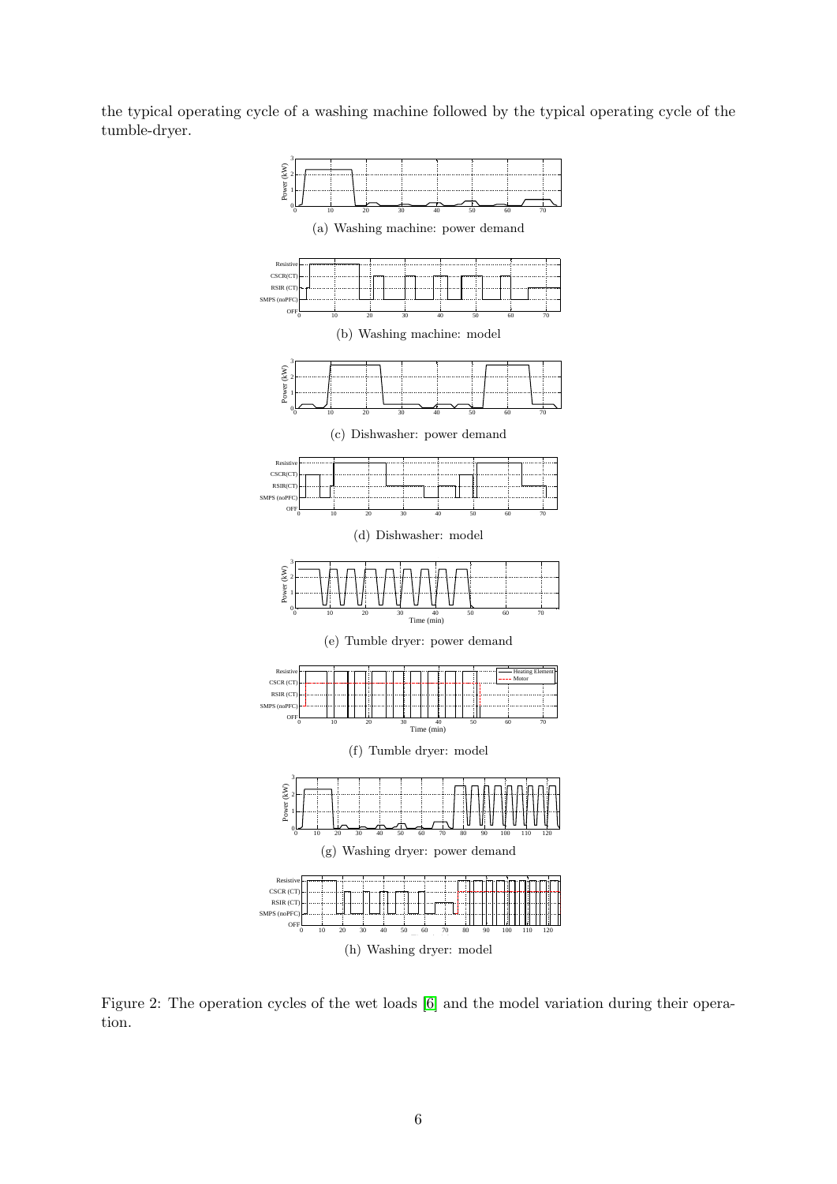the typical operating cycle of a washing machine followed by the typical operating cycle of the tumble-dryer.

(a) Washing machine: power demand

(b) Washing machine: model

(c) Dishwasher: power demand

(d) Dishwasher: model

(e) Tumble dryer: power demand

(f) Tumble dryer: model

(g) Washing dryer: power demand

(h) Washing dryer: model

Figure 2: The operation cycles of the wet loads [6] and the model variation during their operation.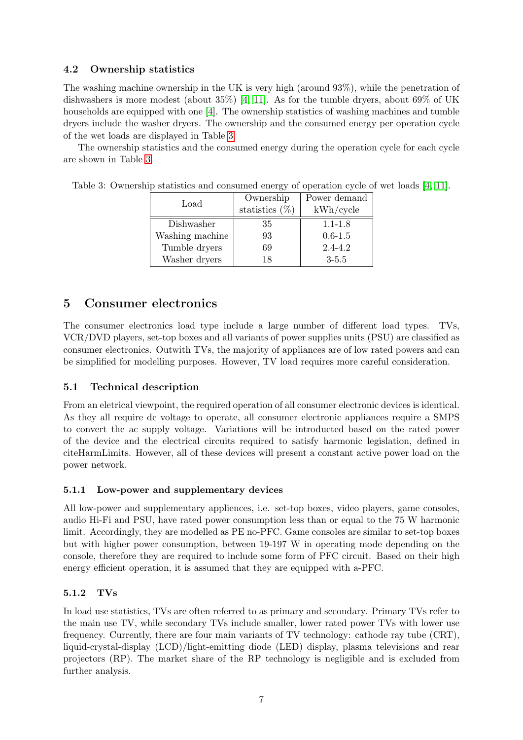### 4.2 Ownership statistics

The washing machine ownership in the UK is very high (around 93%), while the penetration of dishwashers is more modest (about 35%) [4, 11]. As for the tumble dryers, about 69% of UK households are equipped with one [4]. The ownership statistics of washing machines and tumble dryers include the washer dryers. The ownership and the consumed energy per operation cycle of the wet loads are displayed in Table 3.

The ownership statistics and the consumed energy during the operation cycle for each cycle are shown in Table 3.

Table 3: Ownership statistics and consumed energy of operation cycle of wet loads [4, 11].

| Load | Ownership statistics (%) | Power demand kWh/cycle |
|---|---|---|
| Dishwasher | 35 | 1.1-1.8 |
| Washing machine | 93 | 0.6-1.5 |
| Tumble dryers | 69 | 2.4-4.2 |
| Washer dryers | 18 | 3-5.5 |

## 5 Consumer electronics

The consumer electronics load type include a large number of different load types. TVs, VCR/DVD players, set-top boxes and all variants of power supplies units (PSU) are classified as consumer electronics. Outwith TVs, the majority of appliances are of low rated powers and can be simplified for modelling purposes. However, TV load requires more careful consideration.

### 5.1 Technical description

From an eletrical viewpoint, the required operation of all consumer electronic devices is identical. As they all require dc voltage to operate, all consumer electronic appliances require a SMPS to convert the ac supply voltage. Variations will be introducted based on the rated power of the device and the electrical circuits required to satisfy harmonic legislation, defined in citeHarmLimits. However, all of these devices will present a constant active power load on the power network.

#### 5.1.1 Low-power and supplementary devices

All low-power and supplementary appliences, i.e. set-top boxes, video players, game consoles, audio Hi-Fi and PSU, have rated power consumption less than or equal to the 75 W harmonic limit. Accordingly, they are modelled as PE no-PFC. Game consoles are similar to set-top boxes but with higher power consumption, between 19-197 W in operating mode depending on the console, therefore they are required to include some form of PFC circuit. Based on their high energy efficient operation, it is assumed that they are equipped with a-PFC.

#### 5.1.2 TVs

In load use statistics, TVs are often referred to as primary and secondary. Primary TVs refer to the main use TV, while secondary TVs include smaller, lower rated power TVs with lower use frequency. Currently, there are four main variants of TV technology: cathode ray tube (CRT), liquid-crystal-display (LCD)/light-emitting diode (LED) display, plasma televisions and rear projectors (RP). The market share of the RP technology is negligible and is excluded from further analysis.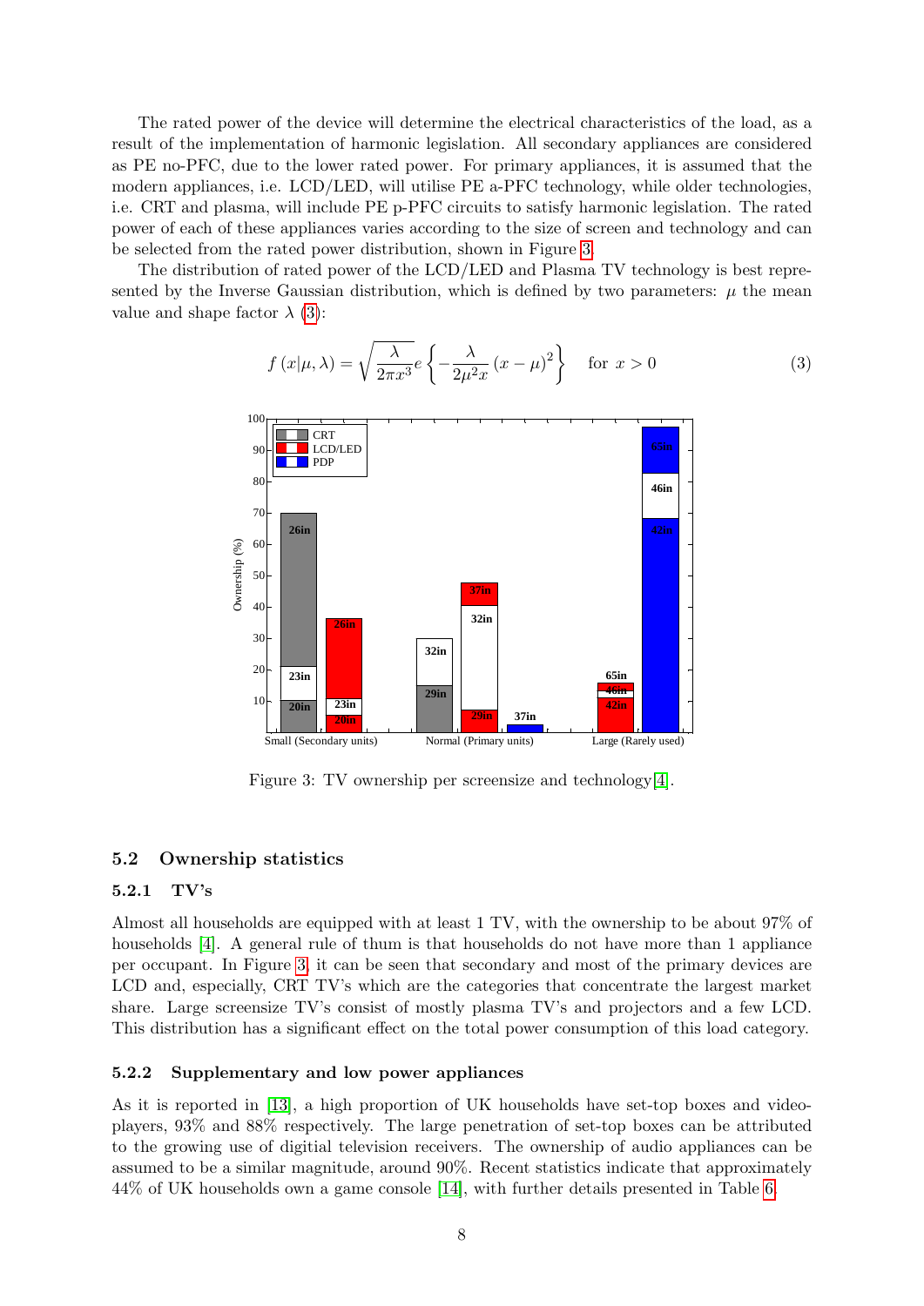The rated power of the device will determine the electrical characteristics of the load, as a result of the implementation of harmonic legislation. All secondary appliances are considered as PE no-PFC, due to the lower rated power. For primary appliances, it is assumed that the modern appliances, i.e. LCD/LED, will utilise PE a-PFC technology, while older technologies, i.e. CRT and plasma, will include PE p-PFC circuits to satisfy harmonic legislation. The rated power of each of these appliances varies according to the size of screen and technology and can be selected from the rated power distribution, shown in Figure 3.

The distribution of rated power of the LCD/LED and Plasma TV technology is best represented by the Inverse Gaussian distribution, which is defined by two parameters: $\mu$ the mean value and shape factor $\lambda$ (3):

$$f(x|\mu, \lambda) = \sqrt{\frac{\lambda}{2\pi x^3}} e \left\{ -\frac{\lambda}{2\mu^2 x} (x - \mu)^2 \right\} \quad \text{for } x > 0 \tag{3}$$

Figure 3: TV ownership per screensize and technology[4].

### 5.2 Ownership statistics

#### 5.2.1 TV's

Almost all households are equipped with at least 1 TV, with the ownership to be about 97% of households [4]. A general rule of thum is that households do not have more than 1 appliance per occupant. In Figure 3, it can be seen that secondary and most of the primary devices are LCD and, especially, CRT TV's which are the categories that concentrate the largest market share. Large screensize TV's consist of mostly plasma TV's and projectors and a few LCD. This distribution has a significant effect on the total power consumption of this load category.

#### 5.2.2 Supplementary and low power appliances

As it is reported in [13], a high proportion of UK households have set-top boxes and video-players, 93% and 88% respectively. The large penetration of set-top boxes can be attributed to the growing use of digitial television receivers. The ownership of audio appliances can be assumed to be a similar magnitude, around 90%. Recent statistics indicate that approximately 44% of UK households own a game console [14], with further details presented in Table 6.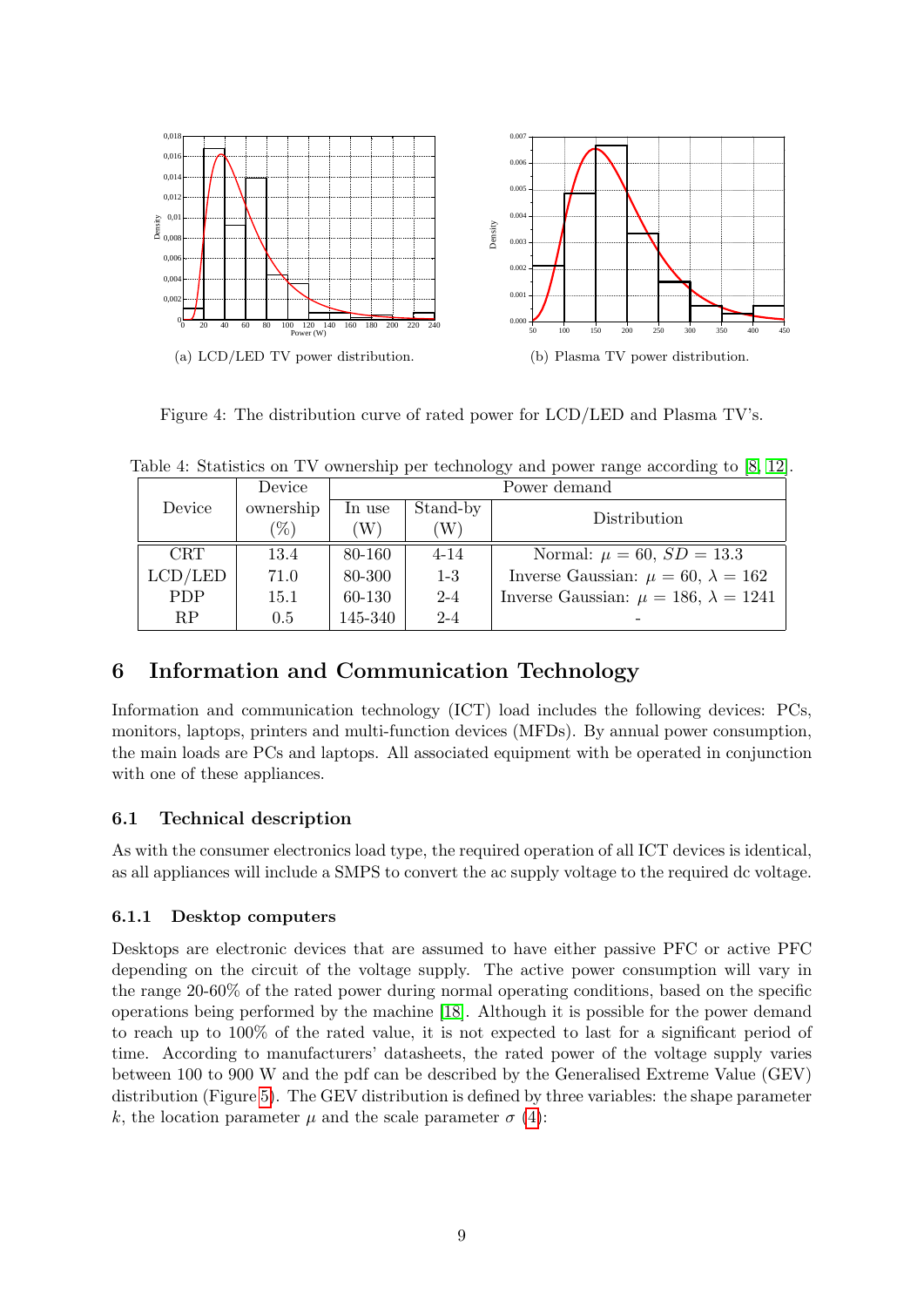(a) LCD/LED TV power distribution.

(b) Plasma TV power distribution.

Figure 4: The distribution curve of rated power for LCD/LED and Plasma TV's.

Table 4: Statistics on TV ownership per technology and power range according to [8, 12].

| Device | Device ownership (%) | Power demand | | |
|---|---|---|---|---|
| | | In use (W) | Stand-by (W) | Distribution |
| CRT | 13.4 | 80-160 | 4-14 | Normal: $\mu = 60$, $SD = 13.3$ |
| LCD/LED | 71.0 | 80-300 | 1-3 | Inverse Gaussian: $\mu = 60$, $\lambda = 162$ |
| PDP | 15.1 | 60-130 | 2-4 | Inverse Gaussian: $\mu = 186$, $\lambda = 1241$ |
| RP | 0.5 | 145-340 | 2-4 | - |

# 6 Information and Communication Technology

Information and communication technology (ICT) load includes the following devices: PCs, monitors, laptops, printers and multi-function devices (MFDs). By annual power consumption, the main loads are PCs and laptops. All associated equipment with be operated in conjunction with one of these appliances.

## 6.1 Technical description

As with the consumer electronics load type, the required operation of all ICT devices is identical, as all appliances will include a SMPS to convert the ac supply voltage to the required dc voltage.

### 6.1.1 Desktop computers

Desktops are electronic devices that are assumed to have either passive PFC or active PFC depending on the circuit of the voltage supply. The active power consumption will vary in the range 20-60% of the rated power during normal operating conditions, based on the specific operations being performed by the machine [18]. Although it is possible for the power demand to reach up to 100% of the rated value, it is not expected to last for a significant period of time. According to manufacturers' datasheets, the rated power of the voltage supply varies between 100 to 900 W and the pdf can be described by the Generalised Extreme Value (GEV) distribution (Figure 5). The GEV distribution is defined by three variables: the shape parameter $k$, the location parameter $\mu$ and the scale parameter $\sigma$ (4):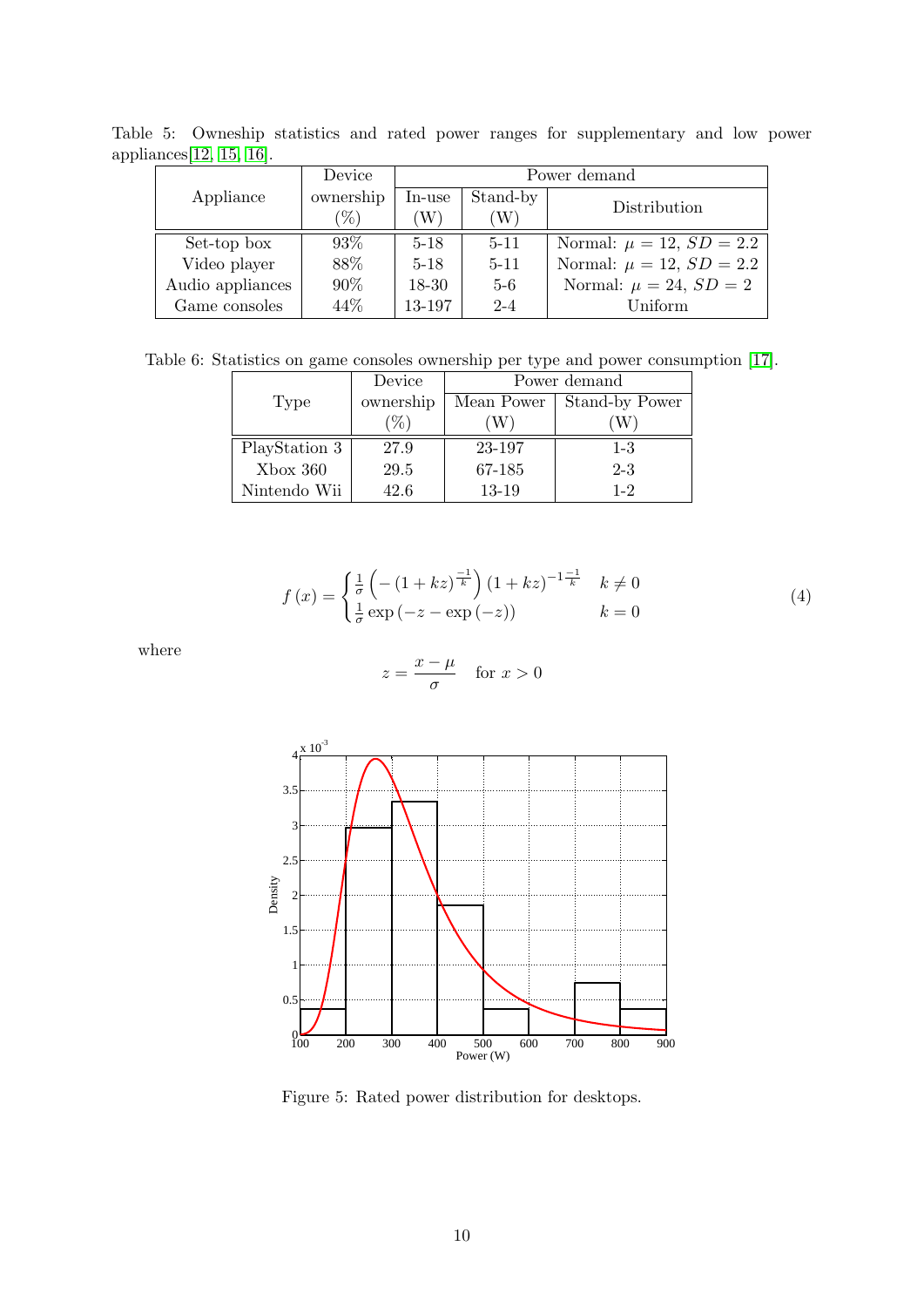Table 5: Owneship statistics and rated power ranges for supplementary and low power appliances[12, 15, 16].

| Appliance | Device ownership (%) | Power demand | | |
|---|---|---|---|---|
| | | In-use (W) | Stand-by (W) | Distribution |
| Set-top box | 93% | 5-18 | 5-11 | Normal: $\mu = 12$, $SD = 2.2$ |
| Video player | 88% | 5-18 | 5-11 | Normal: $\mu = 12$, $SD = 2.2$ |
| Audio appliances | 90% | 18-30 | 5-6 | Normal: $\mu = 24$, $SD = 2$ |
| Game consoles | 44% | 13-197 | 2-4 | Uniform |

Table 6: Statistics on game consoles ownership per type and power consumption [17].

| Type | Device ownership (%) | Power demand | |
|---|---|---|---|
| | | Mean Power (W) | Stand-by Power (W) |
| PlayStation 3 | 27.9 | 23-197 | 1-3 |
| Xbox 360 | 29.5 | 67-185 | 2-3 |
| Nintendo Wii | 42.6 | 13-19 | 1-2 |

$$f(x) = \begin{cases} \frac{1}{\sigma}\left(-\left(1+kz\right)^{\frac{-1}{k}}\right)\left(1+kz\right)^{-1\frac{-1}{k}} & k \neq 0 \\ \frac{1}{\sigma}\exp\left(-z-\exp\left(-z\right)\right) & k = 0 \end{cases} \tag{4}$$

where

$$z = \frac{x-\mu}{\sigma} \quad \text{for } x > 0$$

Figure 5: Rated power distribution for desktops.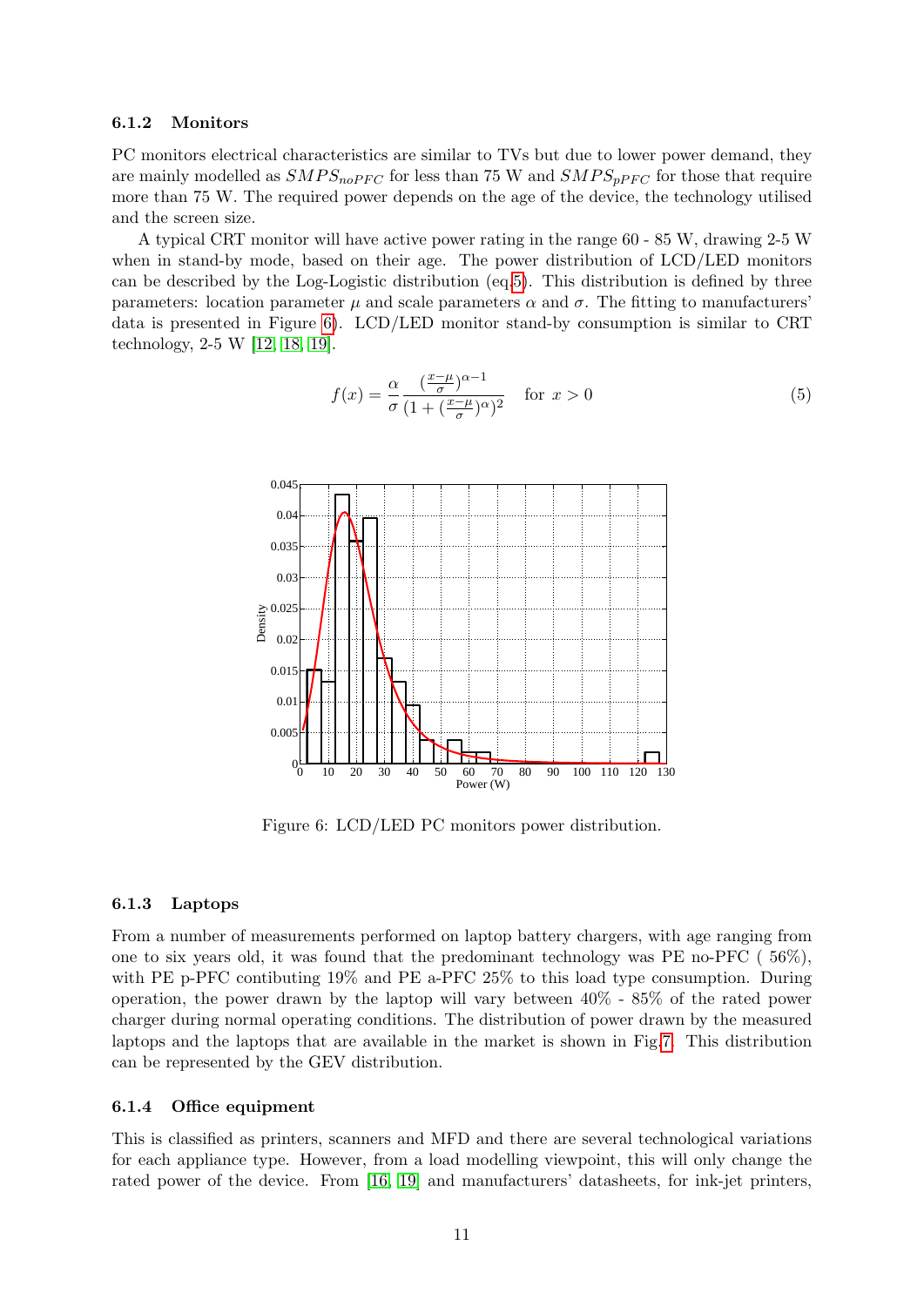### 6.1.2 Monitors

PC monitors electrical characteristics are similar to TVs but due to lower power demand, they are mainly modelled as $SMPS_{noPFC}$ for less than 75 W and $SMPS_{pPFC}$ for those that require more than 75 W. The required power depends on the age of the device, the technology utilised and the screen size.

A typical CRT monitor will have active power rating in the range 60 - 85 W, drawing 2-5 W when in stand-by mode, based on their age. The power distribution of LCD/LED monitors can be described by the Log-Logistic distribution (eq.5). This distribution is defined by three parameters: location parameter $\mu$ and scale parameters $\alpha$ and $\sigma$. The fitting to manufacturers' data is presented in Figure 6). LCD/LED monitor stand-by consumption is similar to CRT technology, 2-5 W [12, 18, 19].

$$f(x) = \frac{\alpha}{\sigma} \frac{(\frac{x-\mu}{\sigma})^{\alpha-1}}{(1+(\frac{x-\mu}{\sigma})^{\alpha})^2} \quad \text{for } x > 0 \tag{5}$$

Figure 6: LCD/LED PC monitors power distribution.

### 6.1.3 Laptops

From a number of measurements performed on laptop battery chargers, with age ranging from one to six years old, it was found that the predominant technology was PE no-PFC ( 56%), with PE p-PFC contibuting 19% and PE a-PFC 25% to this load type consumption. During operation, the power drawn by the laptop will vary between 40% - 85% of the rated power charger during normal operating conditions. The distribution of power drawn by the measured laptops and the laptops that are available in the market is shown in Fig.7. This distribution can be represented by the GEV distribution.

### 6.1.4 Office equipment

This is classified as printers, scanners and MFD and there are several technological variations for each appliance type. However, from a load modelling viewpoint, this will only change the rated power of the device. From [16, 19] and manufacturers' datasheets, for ink-jet printers,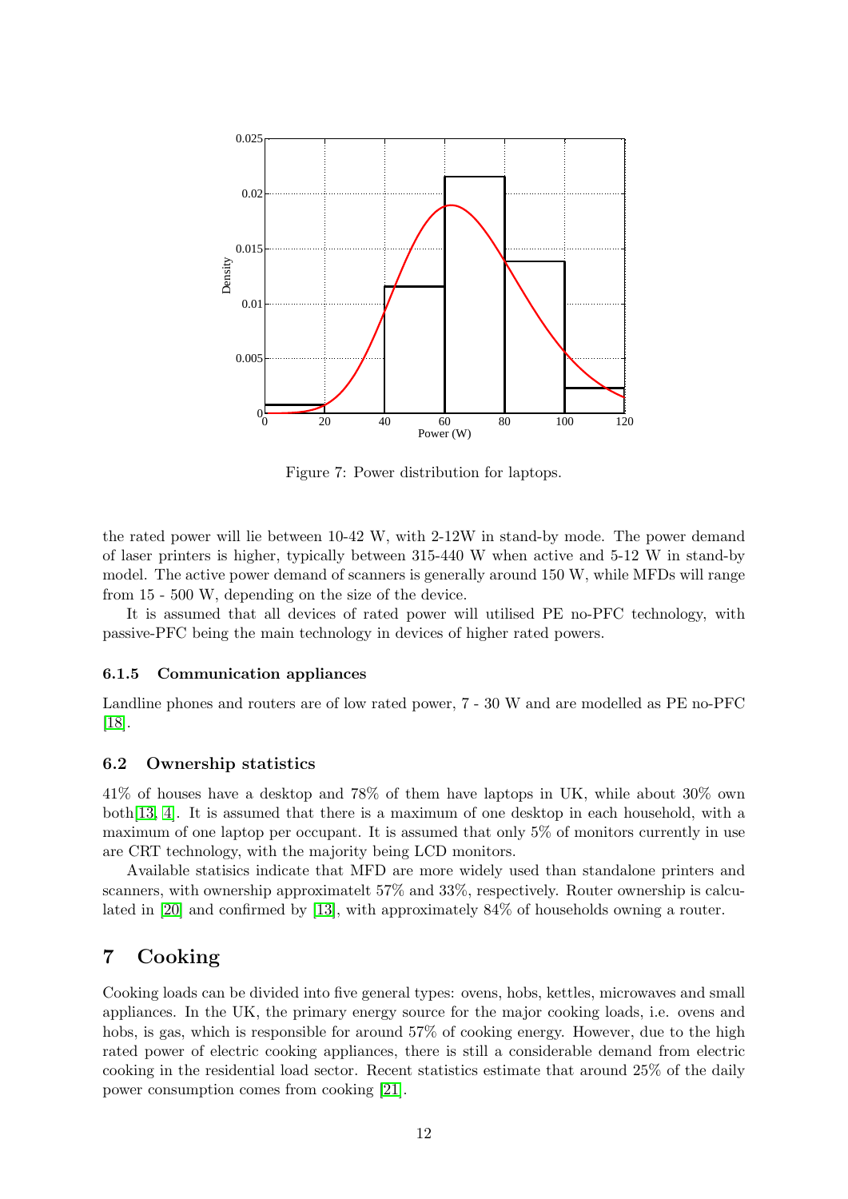Figure 7: Power distribution for laptops.

the rated power will lie between 10-42 W, with 2-12W in stand-by mode. The power demand of laser printers is higher, typically between 315-440 W when active and 5-12 W in stand-by model. The active power demand of scanners is generally around 150 W, while MFDs will range from 15 - 500 W, depending on the size of the device.

It is assumed that all devices of rated power will utilised PE no-PFC technology, with passive-PFC being the main technology in devices of higher rated powers.

#### 6.1.5 Communication appliances

Landline phones and routers are of low rated power, 7 - 30 W and are modelled as PE no-PFC [18].

### 6.2 Ownership statistics

41% of houses have a desktop and 78% of them have laptops in UK, while about 30% own both[13, 4]. It is assumed that there is a maximum of one desktop in each household, with a maximum of one laptop per occupant. It is assumed that only 5% of monitors currently in use are CRT technology, with the majority being LCD monitors.

Available statisics indicate that MFD are more widely used than standalone printers and scanners, with ownership approximatelt 57% and 33%, respectively. Router ownership is calculated in [20] and confirmed by [13], with approximately 84% of households owning a router.

## 7 Cooking

Cooking loads can be divided into five general types: ovens, hobs, kettles, microwaves and small appliances. In the UK, the primary energy source for the major cooking loads, i.e. ovens and hobs, is gas, which is responsible for around 57% of cooking energy. However, due to the high rated power of electric cooking appliances, there is still a considerable demand from electric cooking in the residential load sector. Recent statistics estimate that around 25% of the daily power consumption comes from cooking [21].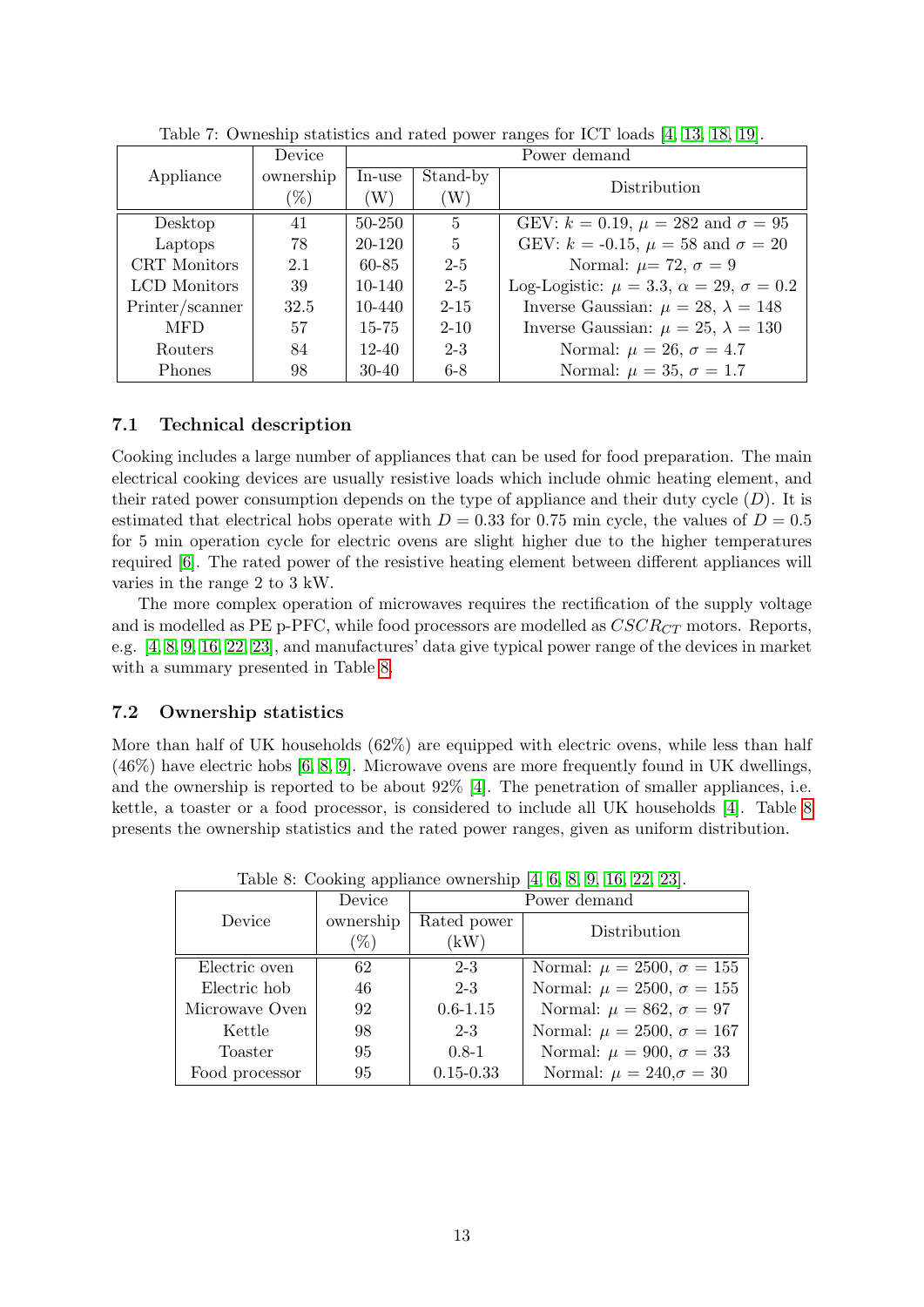Table 7: Owneship statistics and rated power ranges for ICT loads [4, 13, 18, 19].

| Appliance | Device ownership (%) | Power demand | | |
|---|---|---|---|---|
| | | In-use (W) | Stand-by (W) | Distribution |
| Desktop | 41 | 50-250 | 5 | GEV: $k$ = 0.19, $\mu$ = 282 and $\sigma$ = 95 |
| Laptops | 78 | 20-120 | 5 | GEV: $k$ = -0.15, $\mu$ = 58 and $\sigma$ = 20 |
| CRT Monitors | 2.1 | 60-85 | 2-5 | Normal: $\mu$= 72, $\sigma$ = 9 |
| LCD Monitors | 39 | 10-140 | 2-5 | Log-Logistic: $\mu$ = 3.3, $\alpha$ = 29, $\sigma$ = 0.2 |
| Printer/scanner | 32.5 | 10-440 | 2-15 | Inverse Gaussian: $\mu$ = 28, $\lambda$ = 148 |
| MFD | 57 | 15-75 | 2-10 | Inverse Gaussian: $\mu$ = 25, $\lambda$ = 130 |
| Routers | 84 | 12-40 | 2-3 | Normal: $\mu$ = 26, $\sigma$ = 4.7 |
| Phones | 98 | 30-40 | 6-8 | Normal: $\mu$ = 35, $\sigma$ = 1.7 |

### 7.1 Technical description

Cooking includes a large number of appliances that can be used for food preparation. The main electrical cooking devices are usually resistive loads which include ohmic heating element, and their rated power consumption depends on the type of appliance and their duty cycle ($D$). It is estimated that electrical hobs operate with $D = 0.33$ for 0.75 min cycle, the values of $D = 0.5$ for 5 min operation cycle for electric ovens are slight higher due to the higher temperatures required [6]. The rated power of the resistive heating element between different appliances will varies in the range 2 to 3 kW.

The more complex operation of microwaves requires the rectification of the supply voltage and is modelled as PE p-PFC, while food processors are modelled as $CSCR_{CT}$ motors. Reports, e.g. [4, 8, 9, 16, 22, 23], and manufactures' data give typical power range of the devices in market with a summary presented in Table 8.

### 7.2 Ownership statistics

More than half of UK households (62%) are equipped with electric ovens, while less than half (46%) have electric hobs [6, 8, 9]. Microwave ovens are more frequently found in UK dwellings, and the ownership is reported to be about 92% [4]. The penetration of smaller appliances, i.e. kettle, a toaster or a food processor, is considered to include all UK households [4]. Table 8 presents the ownership statistics and the rated power ranges, given as uniform distribution.

Table 8: Cooking appliance ownership [4, 6, 8, 9, 16, 22, 23].

| Device | Device ownership (%) | Power demand | |
|---|---|---|---|
| | | Rated power (kW) | Distribution |
| Electric oven | 62 | 2-3 | Normal: $\mu$ = 2500, $\sigma$ = 155 |
| Electric hob | 46 | 2-3 | Normal: $\mu$ = 2500, $\sigma$ = 155 |
| Microwave Oven | 92 | 0.6-1.15 | Normal: $\mu$ = 862, $\sigma$ = 97 |
| Kettle | 98 | 2-3 | Normal: $\mu$ = 2500, $\sigma$ = 167 |
| Toaster | 95 | 0.8-1 | Normal: $\mu$ = 900, $\sigma$ = 33 |
| Food processor | 95 | 0.15-0.33 | Normal: $\mu$ = 240,$\sigma$ = 30 |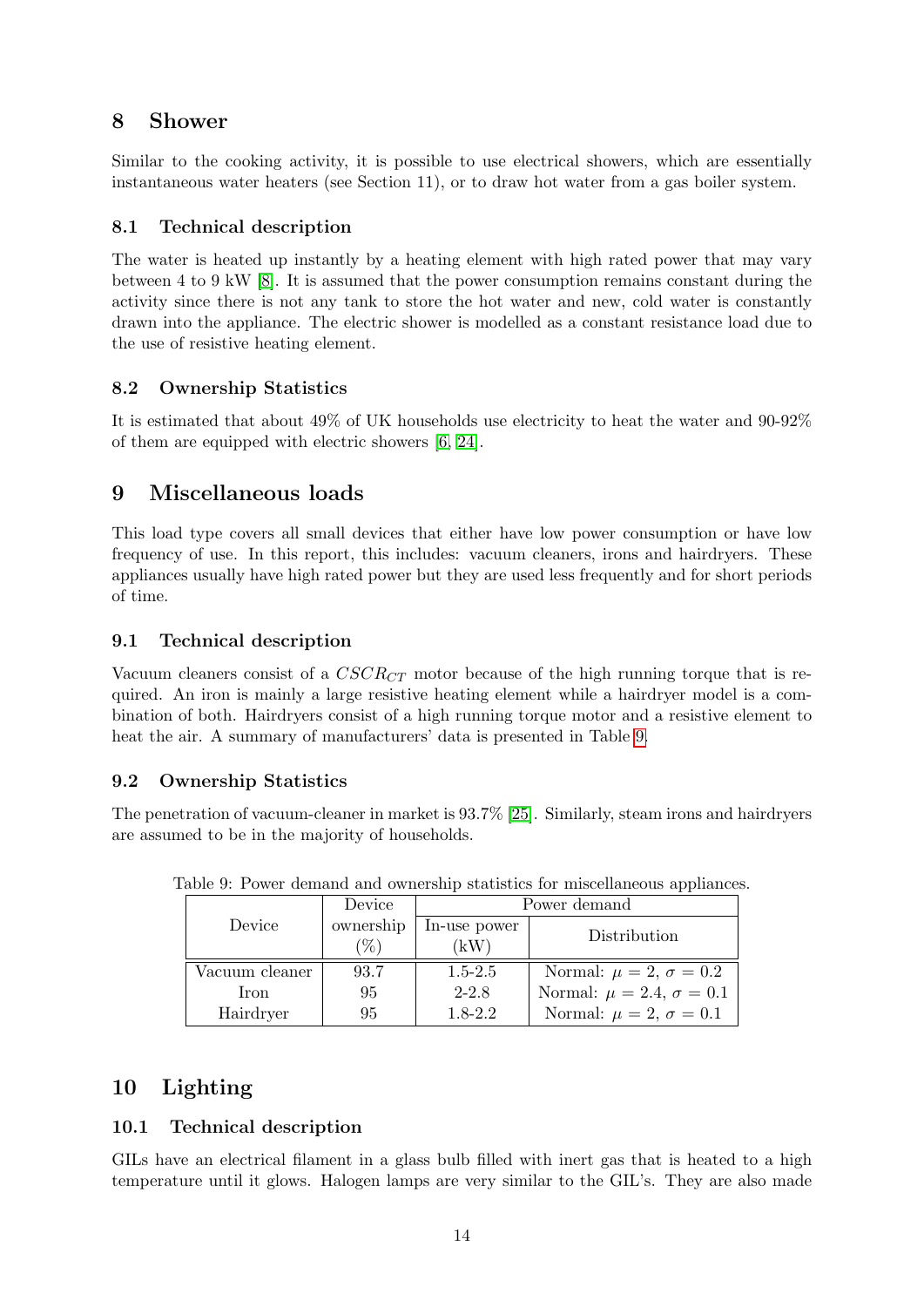## 8 Shower

Similar to the cooking activity, it is possible to use electrical showers, which are essentially instantaneous water heaters (see Section 11), or to draw hot water from a gas boiler system.

### 8.1 Technical description

The water is heated up instantly by a heating element with high rated power that may vary between 4 to 9 kW [8]. It is assumed that the power consumption remains constant during the activity since there is not any tank to store the hot water and new, cold water is constantly drawn into the appliance. The electric shower is modelled as a constant resistance load due to the use of resistive heating element.

### 8.2 Ownership Statistics

It is estimated that about 49% of UK households use electricity to heat the water and 90-92% of them are equipped with electric showers [6, 24].

## 9 Miscellaneous loads

This load type covers all small devices that either have low power consumption or have low frequency of use. In this report, this includes: vacuum cleaners, irons and hairdryers. These appliances usually have high rated power but they are used less frequently and for short periods of time.

### 9.1 Technical description

Vacuum cleaners consist of a $CSCR_{CT}$ motor because of the high running torque that is required. An iron is mainly a large resistive heating element while a hairdryer model is a combination of both. Hairdryers consist of a high running torque motor and a resistive element to heat the air. A summary of manufacturers' data is presented in Table 9.

### 9.2 Ownership Statistics

The penetration of vacuum-cleaner in market is 93.7% [25]. Similarly, steam irons and hairdryers are assumed to be in the majority of households.

Table 9: Power demand and ownership statistics for miscellaneous appliances.

| Device | Device ownership (%) | Power demand | |
|---|---|---|---|
| | | In-use power (kW) | Distribution |
| Vacuum cleaner | 93.7 | 1.5-2.5 | Normal: $\mu = 2$, $\sigma = 0.2$ |
| Iron | 95 | 2-2.8 | Normal: $\mu = 2.4$, $\sigma = 0.1$ |
| Hairdryer | 95 | 1.8-2.2 | Normal: $\mu = 2$, $\sigma = 0.1$ |

## 10 Lighting

### 10.1 Technical description

GILs have an electrical filament in a glass bulb filled with inert gas that is heated to a high temperature until it glows. Halogen lamps are very similar to the GIL's. They are also made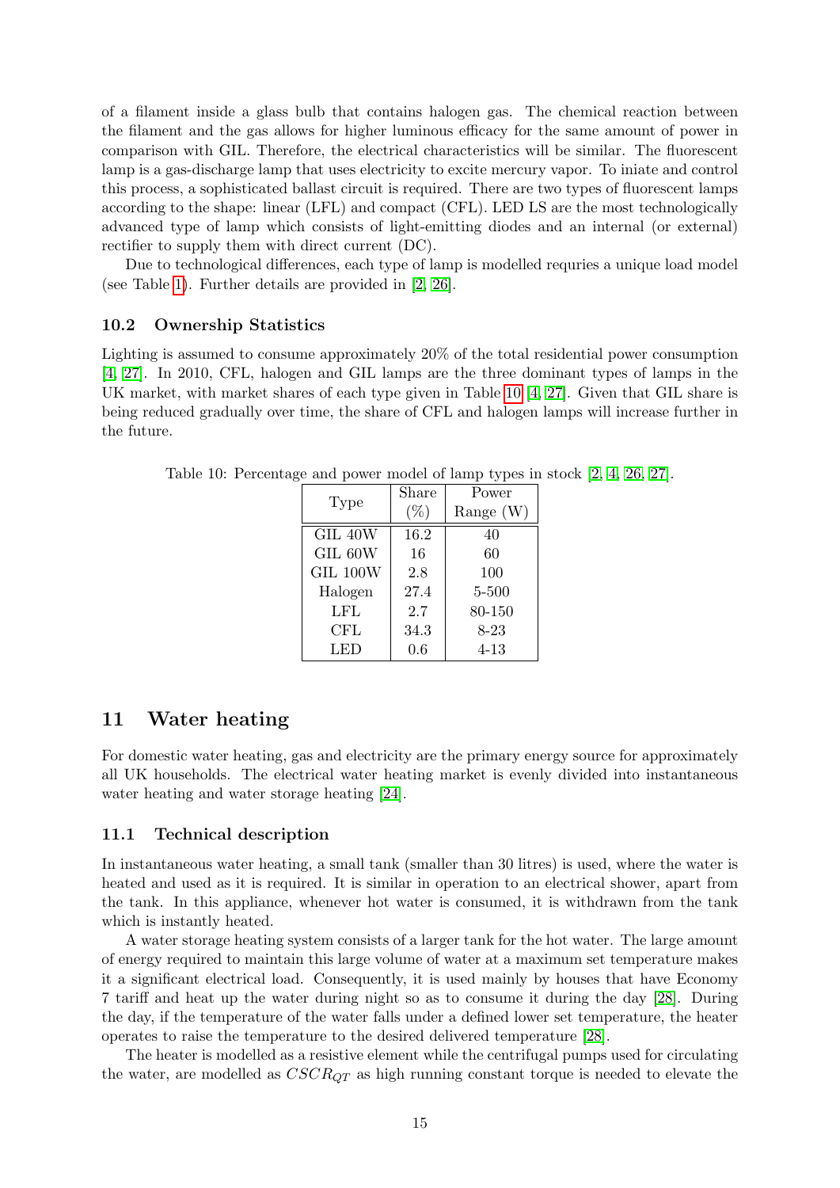of a filament inside a glass bulb that contains halogen gas. The chemical reaction between the filament and the gas allows for higher luminous efficacy for the same amount of power in comparison with GIL. Therefore, the electrical characteristics will be similar. The fluorescent lamp is a gas-discharge lamp that uses electricity to excite mercury vapor. To iniate and control this process, a sophisticated ballast circuit is required. There are two types of fluorescent lamps according to the shape: linear (LFL) and compact (CFL). LED LS are the most technologically advanced type of lamp which consists of light-emitting diodes and an internal (or external) rectifier to supply them with direct current (DC).

Due to technological differences, each type of lamp is modelled requries a unique load model (see Table 1). Further details are provided in [2, 26].

### 10.2 Ownership Statistics

Lighting is assumed to consume approximately 20% of the total residential power consumption [4, 27]. In 2010, CFL, halogen and GIL lamps are the three dominant types of lamps in the UK market, with market shares of each type given in Table 10 [4, 27]. Given that GIL share is being reduced gradually over time, the share of CFL and halogen lamps will increase further in the future.

Table 10: Percentage and power model of lamp types in stock [2, 4, 26, 27].

| Type | Share (%) | Power Range (W) |
|---|---|---|
| GIL 40W | 16.2 | 40 |
| GIL 60W | 16 | 60 |
| GIL 100W | 2.8 | 100 |
| Halogen | 27.4 | 5-500 |
| LFL | 2.7 | 80-150 |
| CFL | 34.3 | 8-23 |
| LED | 0.6 | 4-13 |

## 11 Water heating

For domestic water heating, gas and electricity are the primary energy source for approximately all UK households. The electrical water heating market is evenly divided into instantaneous water heating and water storage heating [24].

### 11.1 Technical description

In instantaneous water heating, a small tank (smaller than 30 litres) is used, where the water is heated and used as it is required. It is similar in operation to an electrical shower, apart from the tank. In this appliance, whenever hot water is consumed, it is withdrawn from the tank which is instantly heated.

A water storage heating system consists of a larger tank for the hot water. The large amount of energy required to maintain this large volume of water at a maximum set temperature makes it a significant electrical load. Consequently, it is used mainly by houses that have Economy 7 tariff and heat up the water during night so as to consume it during the day [28]. During the day, if the temperature of the water falls under a defined lower set temperature, the heater operates to raise the temperature to the desired delivered temperature [28].

The heater is modelled as a resistive element while the centrifugal pumps used for circulating the water, are modelled as $CSCR_{QT}$ as high running constant torque is needed to elevate the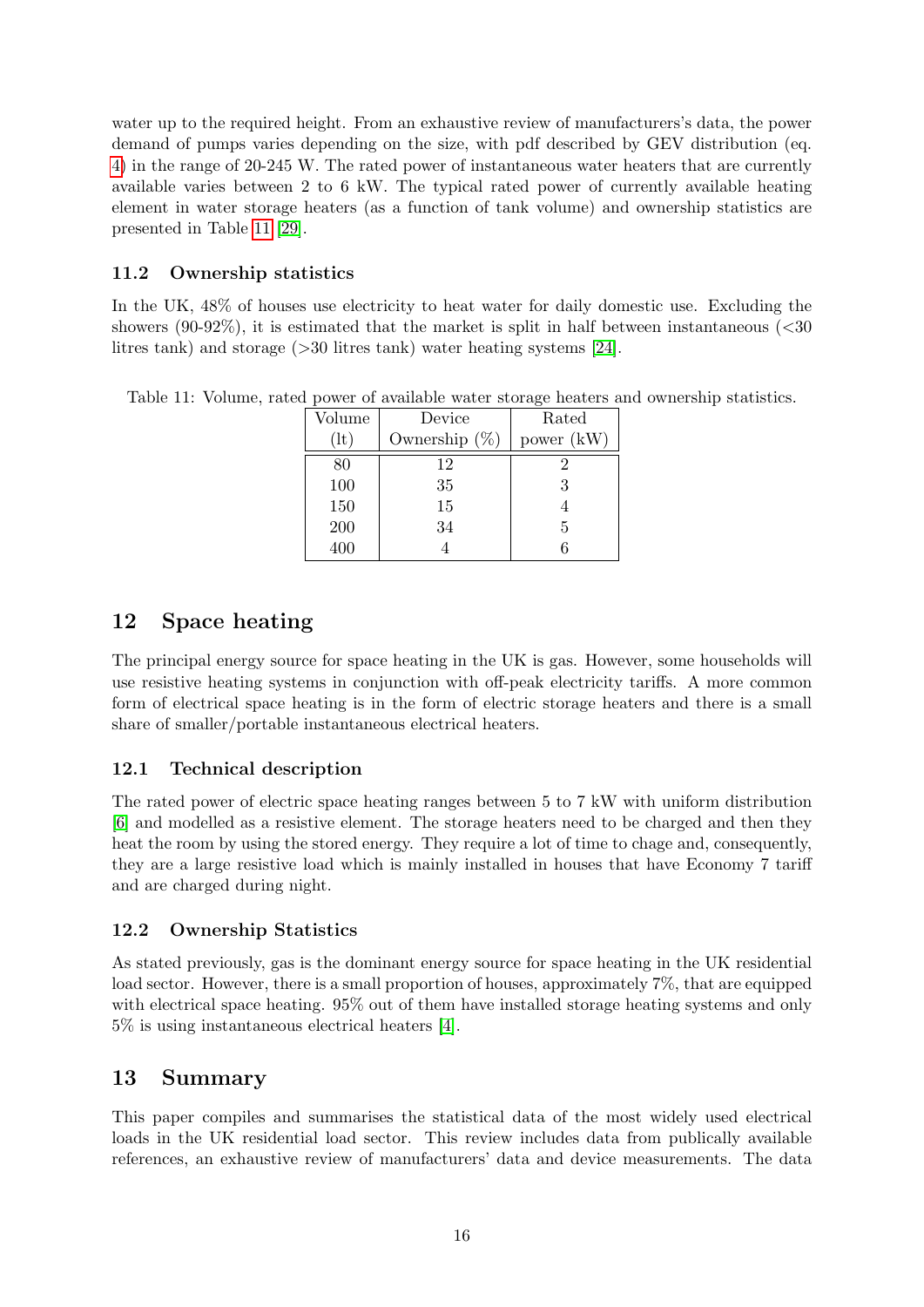water up to the required height. From an exhaustive review of manufacturers's data, the power demand of pumps varies depending on the size, with pdf described by GEV distribution (eq. 4) in the range of 20-245 W. The rated power of instantaneous water heaters that are currently available varies between 2 to 6 kW. The typical rated power of currently available heating element in water storage heaters (as a function of tank volume) and ownership statistics are presented in Table 11 [29].

### 11.2 Ownership statistics

In the UK, 48% of houses use electricity to heat water for daily domestic use. Excluding the showers (90-92%), it is estimated that the market is split in half between instantaneous (<30 litres tank) and storage (>30 litres tank) water heating systems [24].

Table 11: Volume, rated power of available water storage heaters and ownership statistics.

| Volume (lt) | Device Ownership (%) | Rated power (kW) |
|---|---|---|
| 80 | 12 | 2 |
| 100 | 35 | 3 |
| 150 | 15 | 4 |
| 200 | 34 | 5 |
| 400 | 4 | 6 |

## 12 Space heating

The principal energy source for space heating in the UK is gas. However, some households will use resistive heating systems in conjunction with off-peak electricity tariffs. A more common form of electrical space heating is in the form of electric storage heaters and there is a small share of smaller/portable instantaneous electrical heaters.

### 12.1 Technical description

The rated power of electric space heating ranges between 5 to 7 kW with uniform distribution [6] and modelled as a resistive element. The storage heaters need to be charged and then they heat the room by using the stored energy. They require a lot of time to chage and, consequently, they are a large resistive load which is mainly installed in houses that have Economy 7 tariff and are charged during night.

### 12.2 Ownership Statistics

As stated previously, gas is the dominant energy source for space heating in the UK residential load sector. However, there is a small proportion of houses, approximately 7%, that are equipped with electrical space heating. 95% out of them have installed storage heating systems and only 5% is using instantaneous electrical heaters [4].

## 13 Summary

This paper compiles and summarises the statistical data of the most widely used electrical loads in the UK residential load sector. This review includes data from publically available references, an exhaustive review of manufacturers' data and device measurements. The data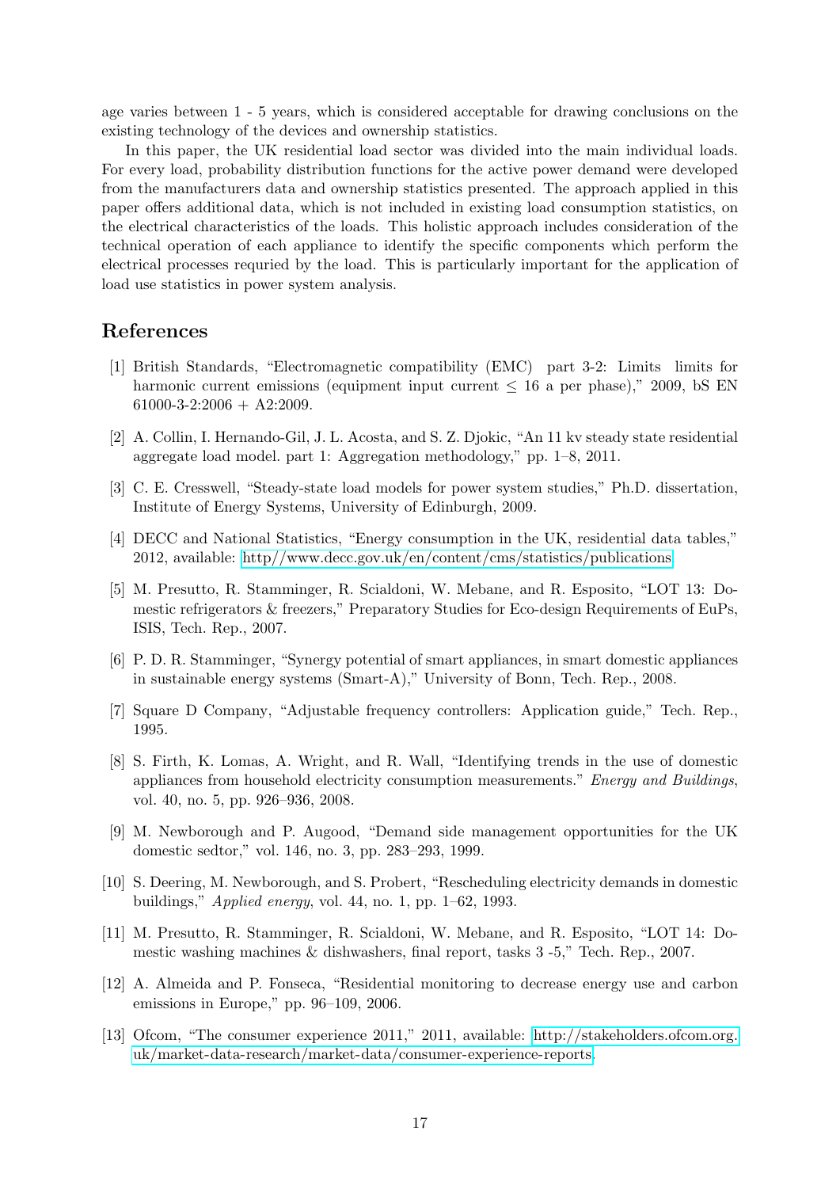age varies between 1 - 5 years, which is considered acceptable for drawing conclusions on the existing technology of the devices and ownership statistics.

In this paper, the UK residential load sector was divided into the main individual loads. For every load, probability distribution functions for the active power demand were developed from the manufacturers data and ownership statistics presented. The approach applied in this paper offers additional data, which is not included in existing load consumption statistics, on the electrical characteristics of the loads. This holistic approach includes consideration of the technical operation of each appliance to identify the specific components which perform the electrical processes requried by the load. This is particularly important for the application of load use statistics in power system analysis.

## References

[1] British Standards, "Electromagnetic compatibility (EMC) part 3-2: Limits limits for harmonic current emissions (equipment input current $\leq$ 16 a per phase)," 2009, bS EN 61000-3-2:2006 + A2:2009.

[2] A. Collin, I. Hernando-Gil, J. L. Acosta, and S. Z. Djokic, "An 11 kv steady state residential aggregate load model. part 1: Aggregation methodology," pp. 1–8, 2011.

[3] C. E. Cresswell, "Steady-state load models for power system studies," Ph.D. dissertation, Institute of Energy Systems, University of Edinburgh, 2009.

[4] DECC and National Statistics, "Energy consumption in the UK, residential data tables," 2012, available: http//www.decc.gov.uk/en/content/cms/statistics/publications

[5] M. Presutto, R. Stamminger, R. Scialdoni, W. Mebane, and R. Esposito, "LOT 13: Domestic refrigerators & freezers," Preparatory Studies for Eco-design Requirements of EuPs, ISIS, Tech. Rep., 2007.

[6] P. D. R. Stamminger, "Synergy potential of smart appliances, in smart domestic appliances in sustainable energy systems (Smart-A)," University of Bonn, Tech. Rep., 2008.

[7] Square D Company, "Adjustable frequency controllers: Application guide," Tech. Rep., 1995.

[8] S. Firth, K. Lomas, A. Wright, and R. Wall, "Identifying trends in the use of domestic appliances from household electricity consumption measurements." *Energy and Buildings*, vol. 40, no. 5, pp. 926–936, 2008.

[9] M. Newborough and P. Augood, "Demand side management opportunities for the UK domestic sedtor," vol. 146, no. 3, pp. 283–293, 1999.

[10] S. Deering, M. Newborough, and S. Probert, "Rescheduling electricity demands in domestic buildings," *Applied energy*, vol. 44, no. 1, pp. 1–62, 1993.

[11] M. Presutto, R. Stamminger, R. Scialdoni, W. Mebane, and R. Esposito, "LOT 14: Domestic washing machines & dishwashers, final report, tasks 3 -5," Tech. Rep., 2007.

[12] A. Almeida and P. Fonseca, "Residential monitoring to decrease energy use and carbon emissions in Europe," pp. 96–109, 2006.

[13] Ofcom, "The consumer experience 2011," 2011, available: http://stakeholders.ofcom.org.uk/market-data-research/market-data/consumer-experience-reports.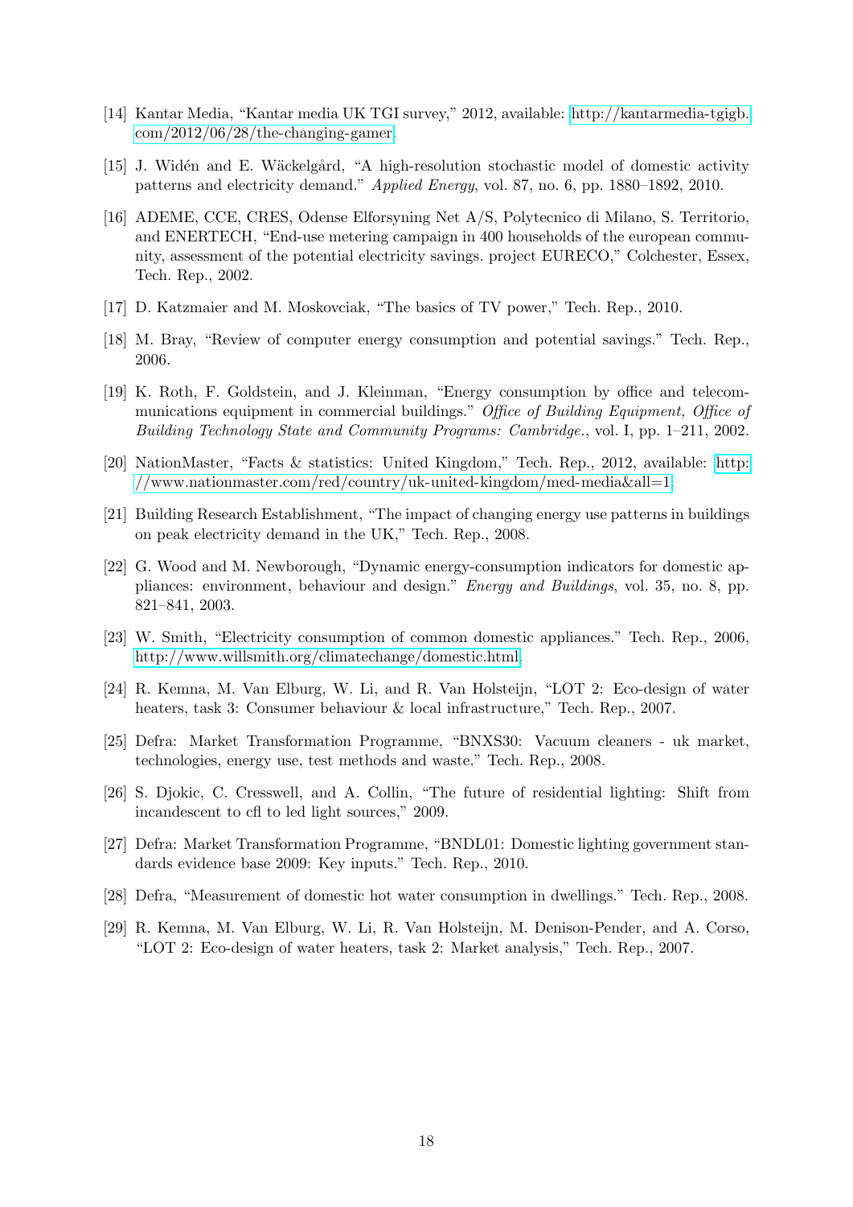[14] Kantar Media, "Kantar media UK TGI survey," 2012, available: http://kantarmedia-tgigb.com/2012/06/28/the-changing-gamer.

[15] J. Widén and E. Wäckelgård, "A high-resolution stochastic model of domestic activity patterns and electricity demand." *Applied Energy*, vol. 87, no. 6, pp. 1880–1892, 2010.

[16] ADEME, CCE, CRES, Odense Elforsyning Net A/S, Polytecnico di Milano, S. Territorio, and ENERTECH, "End-use metering campaign in 400 households of the european community, assessment of the potential electricity savings. project EURECO," Colchester, Essex, Tech. Rep., 2002.

[17] D. Katzmaier and M. Moskovciak, "The basics of TV power," Tech. Rep., 2010.

[18] M. Bray, "Review of computer energy consumption and potential savings." Tech. Rep., 2006.

[19] K. Roth, F. Goldstein, and J. Kleinman, "Energy consumption by office and telecommunications equipment in commercial buildings." *Office of Building Equipment, Office of Building Technology State and Community Programs: Cambridge.*, vol. I, pp. 1–211, 2002.

[20] NationMaster, "Facts & statistics: United Kingdom," Tech. Rep., 2012, available: http://www.nationmaster.com/red/country/uk-united-kingdom/med-media&all=1.

[21] Building Research Establishment, "The impact of changing energy use patterns in buildings on peak electricity demand in the UK," Tech. Rep., 2008.

[22] G. Wood and M. Newborough, "Dynamic energy-consumption indicators for domestic appliances: environment, behaviour and design." *Energy and Buildings*, vol. 35, no. 8, pp. 821–841, 2003.

[23] W. Smith, "Electricity consumption of common domestic appliances." Tech. Rep., 2006, http://www.willsmith.org/climatechange/domestic.html.

[24] R. Kemna, M. Van Elburg, W. Li, and R. Van Holsteijn, "LOT 2: Eco-design of water heaters, task 3: Consumer behaviour & local infrastructure," Tech. Rep., 2007.

[25] Defra: Market Transformation Programme, "BNXS30: Vacuum cleaners - uk market, technologies, energy use, test methods and waste." Tech. Rep., 2008.

[26] S. Djokic, C. Cresswell, and A. Collin, "The future of residential lighting: Shift from incandescent to cfl to led light sources," 2009.

[27] Defra: Market Transformation Programme, "BNDL01: Domestic lighting government standards evidence base 2009: Key inputs." Tech. Rep., 2010.

[28] Defra, "Measurement of domestic hot water consumption in dwellings." Tech. Rep., 2008.

[29] R. Kemna, M. Van Elburg, W. Li, R. Van Holsteijn, M. Denison-Pender, and A. Corso, "LOT 2: Eco-design of water heaters, task 2: Market analysis," Tech. Rep., 2007.